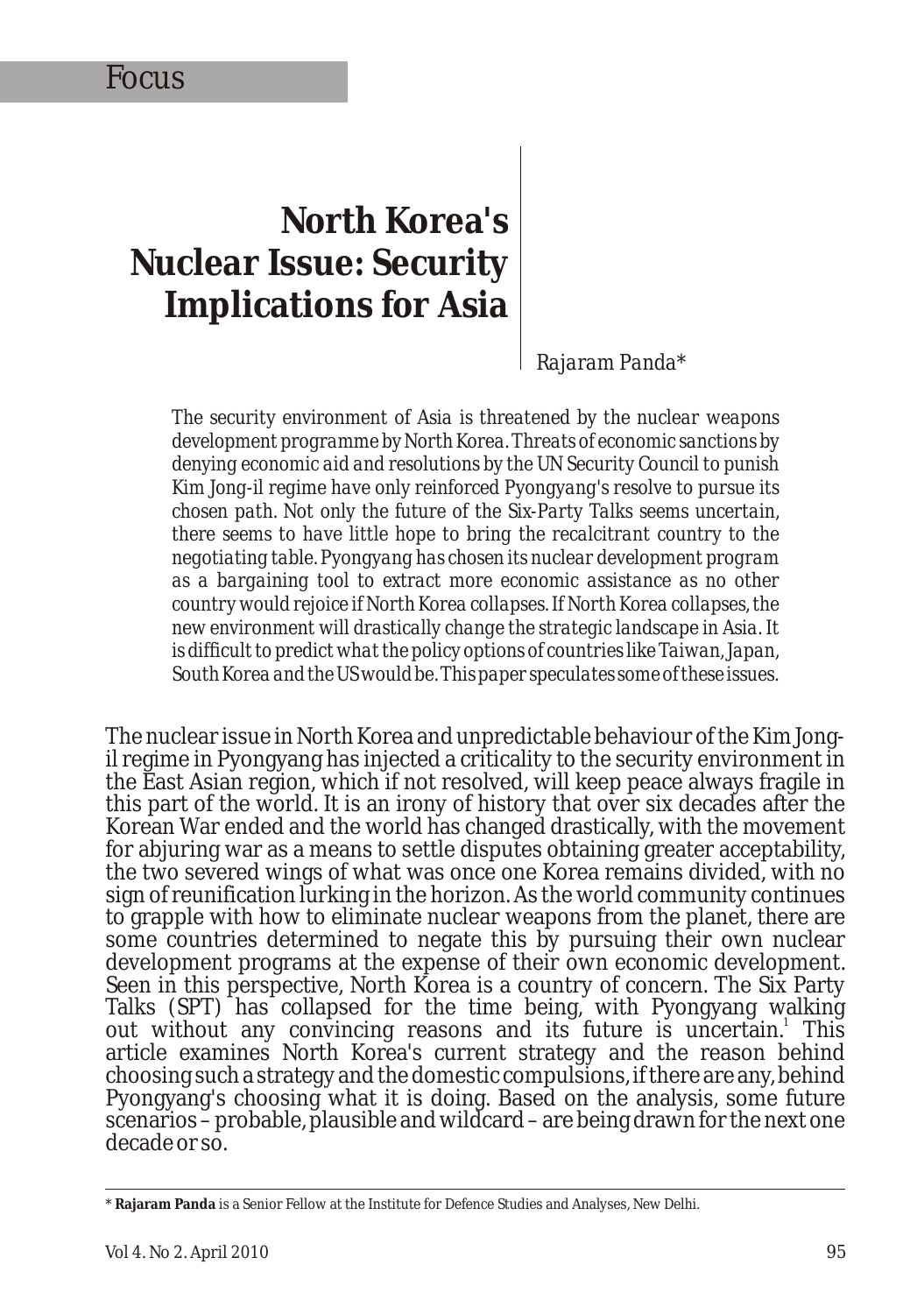Focus

# North Korea's Nuclear Issue: Security Implications for Asia

Rajaram Panda*

*The security environment of Asia is threatened by the nuclear weapons development programme by North Korea. Threats of economic sanctions by denying economic aid and resolutions by the UN Security Council to punish Kim Jong-il regime have only reinforced Pyongyang's resolve to pursue its chosen path. Not only the future of the Six-Party Talks seems uncertain, there seems to have little hope to bring the recalcitrant country to the negotiating table. Pyongyang has chosen its nuclear development program as a bargaining tool to extract more economic assistance as no other country would rejoice if North Korea collapses. If North Korea collapses, the new environment will drastically change the strategic landscape in Asia. It is difficult to predict what the policy options of countries like Taiwan, Japan, South Korea and the US would be. This paper speculates some of these issues.*

The nuclear issue in North Korea and unpredictable behaviour of the Kim Jong-il regime in Pyongyang has injected a criticality to the security environment in the East Asian region, which if not resolved, will keep peace always fragile in this part of the world. It is an irony of history that over six decades after the Korean War ended and the world has changed drastically, with the movement for abjuring war as a means to settle disputes obtaining greater acceptability, the two severed wings of what was once one Korea remains divided, with no sign of reunification lurking in the horizon. As the world community continues to grapple with how to eliminate nuclear weapons from the planet, there are some countries determined to negate this by pursuing their own nuclear development programs at the expense of their own economic development. Seen in this perspective, North Korea is a country of concern. The Six Party Talks (SPT) has collapsed for the time being, with Pyongyang walking out without any convincing reasons and its future is uncertain.[1] This article examines North Korea's current strategy and the reason behind choosing such a strategy and the domestic compulsions, if there are any, behind Pyongyang's choosing what it is doing. Based on the analysis, some future scenarios – probable, plausible and wildcard – are being drawn for the next one decade or so.

---

\* **Rajaram Panda** is a Senior Fellow at the Institute for Defence Studies and Analyses, New Delhi.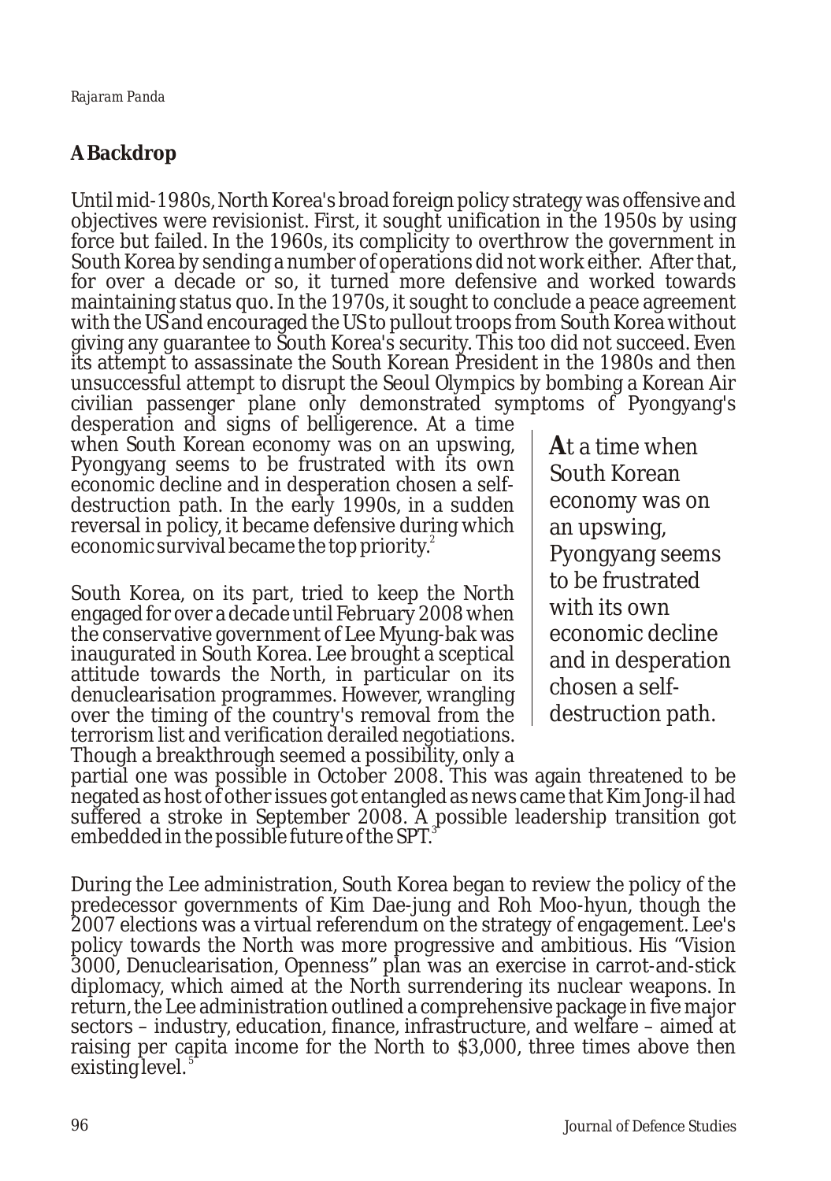## A Backdrop

Until mid-1980s, North Korea's broad foreign policy strategy was offensive and objectives were revisionist. First, it sought unification in the 1950s by using force but failed. In the 1960s, its complicity to overthrow the government in South Korea by sending a number of operations did not work either. After that, for over a decade or so, it turned more defensive and worked towards maintaining status quo. In the 1970s, it sought to conclude a peace agreement with the US and encouraged the US to pullout troops from South Korea without giving any guarantee to South Korea's security. This too did not succeed. Even its attempt to assassinate the South Korean President in the 1980s and then unsuccessful attempt to disrupt the Seoul Olympics by bombing a Korean Air civilian passenger plane only demonstrated symptoms of Pyongyang's desperation and signs of belligerence. At a time when South Korean economy was on an upswing, Pyongyang seems to be frustrated with its own economic decline and in desperation chosen a self-destruction path. In the early 1990s, in a sudden reversal in policy, it became defensive during which economic survival became the top priority.[2]

> **A**t a time when South Korean economy was on an upswing, Pyongyang seems to be frustrated with its own economic decline and in desperation chosen a self-destruction path.

South Korea, on its part, tried to keep the North engaged for over a decade until February 2008 when the conservative government of Lee Myung-bak was inaugurated in South Korea. Lee brought a sceptical attitude towards the North, in particular on its denuclearisation programmes. However, wrangling over the timing of the country's removal from the terrorism list and verification derailed negotiations. Though a breakthrough seemed a possibility, only a partial one was possible in October 2008. This was again threatened to be negated as host of other issues got entangled as news came that Kim Jong-il had suffered a stroke in September 2008. A possible leadership transition got embedded in the possible future of the SPT.[3]

During the Lee administration, South Korea began to review the policy of the predecessor governments of Kim Dae-jung and Roh Moo-hyun, though the 2007 elections was a virtual referendum on the strategy of engagement. Lee's policy towards the North was more progressive and ambitious. His "Vision 3000, Denuclearisation, Openness" plan was an exercise in carrot-and-stick diplomacy, which aimed at the North surrendering its nuclear weapons. In return, the Lee administration outlined a comprehensive package in five major sectors – industry, education, finance, infrastructure, and welfare – aimed at raising per capita income for the North to $3,000, three times above then existing level.[5]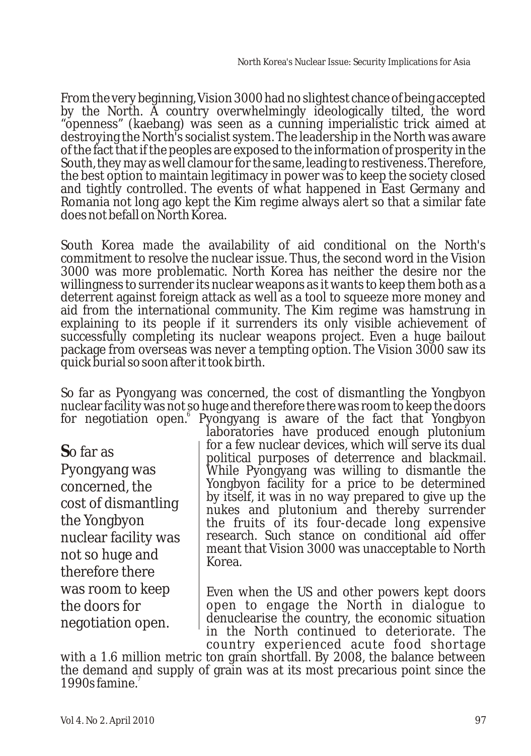From the very beginning, Vision 3000 had no slightest chance of being accepted by the North. A country overwhelmingly ideologically tilted, the word "openness" (kaebang) was seen as a cunning imperialistic trick aimed at destroying the North's socialist system. The leadership in the North was aware of the fact that if the peoples are exposed to the information of prosperity in the South, they may as well clamour for the same, leading to restiveness. Therefore, the best option to maintain legitimacy in power was to keep the society closed and tightly controlled. The events of what happened in East Germany and Romania not long ago kept the Kim regime always alert so that a similar fate does not befall on North Korea.

South Korea made the availability of aid conditional on the North's commitment to resolve the nuclear issue. Thus, the second word in the Vision 3000 was more problematic. North Korea has neither the desire nor the willingness to surrender its nuclear weapons as it wants to keep them both as a deterrent against foreign attack as well as a tool to squeeze more money and aid from the international community. The Kim regime was hamstrung in explaining to its people if it surrenders its only visible achievement of successfully completing its nuclear weapons project. Even a huge bailout package from overseas was never a tempting option. The Vision 3000 saw its quick burial so soon after it took birth.

So far as Pyongyang was concerned, the cost of dismantling the Yongbyon nuclear facility was not so huge and therefore there was room to keep the doors for negotiation open.[6] Pyongyang is aware of the fact that Yongbyon laboratories have produced enough plutonium for a few nuclear devices, which will serve its dual political purposes of deterrence and blackmail. While Pyongyang was willing to dismantle the Yongbyon facility for a price to be determined by itself, it was in no way prepared to give up the nukes and plutonium and thereby surrender the fruits of its four-decade long expensive research. Such stance on conditional aid offer meant that Vision 3000 was unacceptable to North Korea.

> **S**o far as Pyongyang was concerned, the cost of dismantling the Yongbyon nuclear facility was not so huge and therefore there was room to keep the doors for negotiation open.

Even when the US and other powers kept doors open to engage the North in dialogue to denuclearise the country, the economic situation in the North continued to deteriorate. The country experienced acute food shortage with a 1.6 million metric ton grain shortfall. By 2008, the balance between the demand and supply of grain was at its most precarious point since the 1990s famine.[7]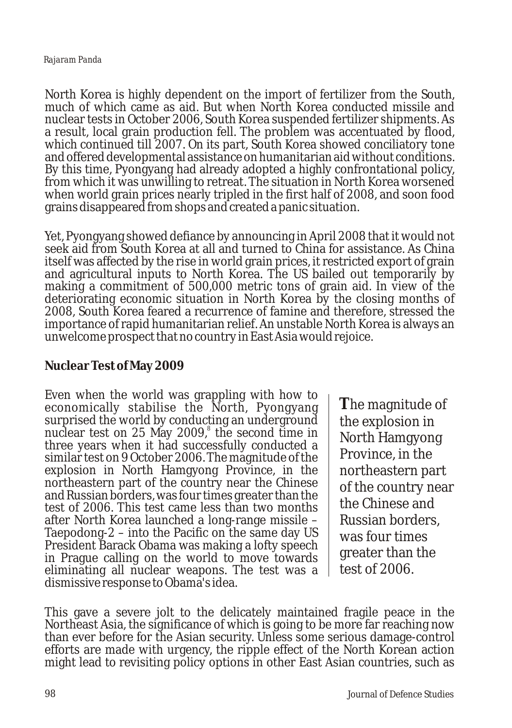North Korea is highly dependent on the import of fertilizer from the South, much of which came as aid. But when North Korea conducted missile and nuclear tests in October 2006, South Korea suspended fertilizer shipments. As a result, local grain production fell. The problem was accentuated by flood, which continued till 2007. On its part, South Korea showed conciliatory tone and offered developmental assistance on humanitarian aid without conditions. By this time, Pyongyang had already adopted a highly confrontational policy, from which it was unwilling to retreat. The situation in North Korea worsened when world grain prices nearly tripled in the first half of 2008, and soon food grains disappeared from shops and created a panic situation.

Yet, Pyongyang showed defiance by announcing in April 2008 that it would not seek aid from South Korea at all and turned to China for assistance. As China itself was affected by the rise in world grain prices, it restricted export of grain and agricultural inputs to North Korea. The US bailed out temporarily by making a commitment of 500,000 metric tons of grain aid. In view of the deteriorating economic situation in North Korea by the closing months of 2008, South Korea feared a recurrence of famine and therefore, stressed the importance of rapid humanitarian relief. An unstable North Korea is always an unwelcome prospect that no country in East Asia would rejoice.

## Nuclear Test of May 2009

Even when the world was grappling with how to economically stabilise the North, Pyongyang surprised the world by conducting an underground nuclear test on 25 May 2009,[8] the second time in three years when it had successfully conducted a similar test on 9 October 2006. The magnitude of the explosion in North Hamgyong Province, in the northeastern part of the country near the Chinese and Russian borders, was four times greater than the test of 2006. This test came less than two months after North Korea launched a long-range missile – Taepodong-2 – into the Pacific on the same day US President Barack Obama was making a lofty speech in Prague calling on the world to move towards eliminating all nuclear weapons. The test was a dismissive response to Obama's idea.

> The magnitude of the explosion in North Hamgyong Province, in the northeastern part of the country near the Chinese and Russian borders, was four times greater than the test of 2006.

This gave a severe jolt to the delicately maintained fragile peace in the Northeast Asia, the significance of which is going to be more far reaching now than ever before for the Asian security. Unless some serious damage-control efforts are made with urgency, the ripple effect of the North Korean action might lead to revisiting policy options in other East Asian countries, such as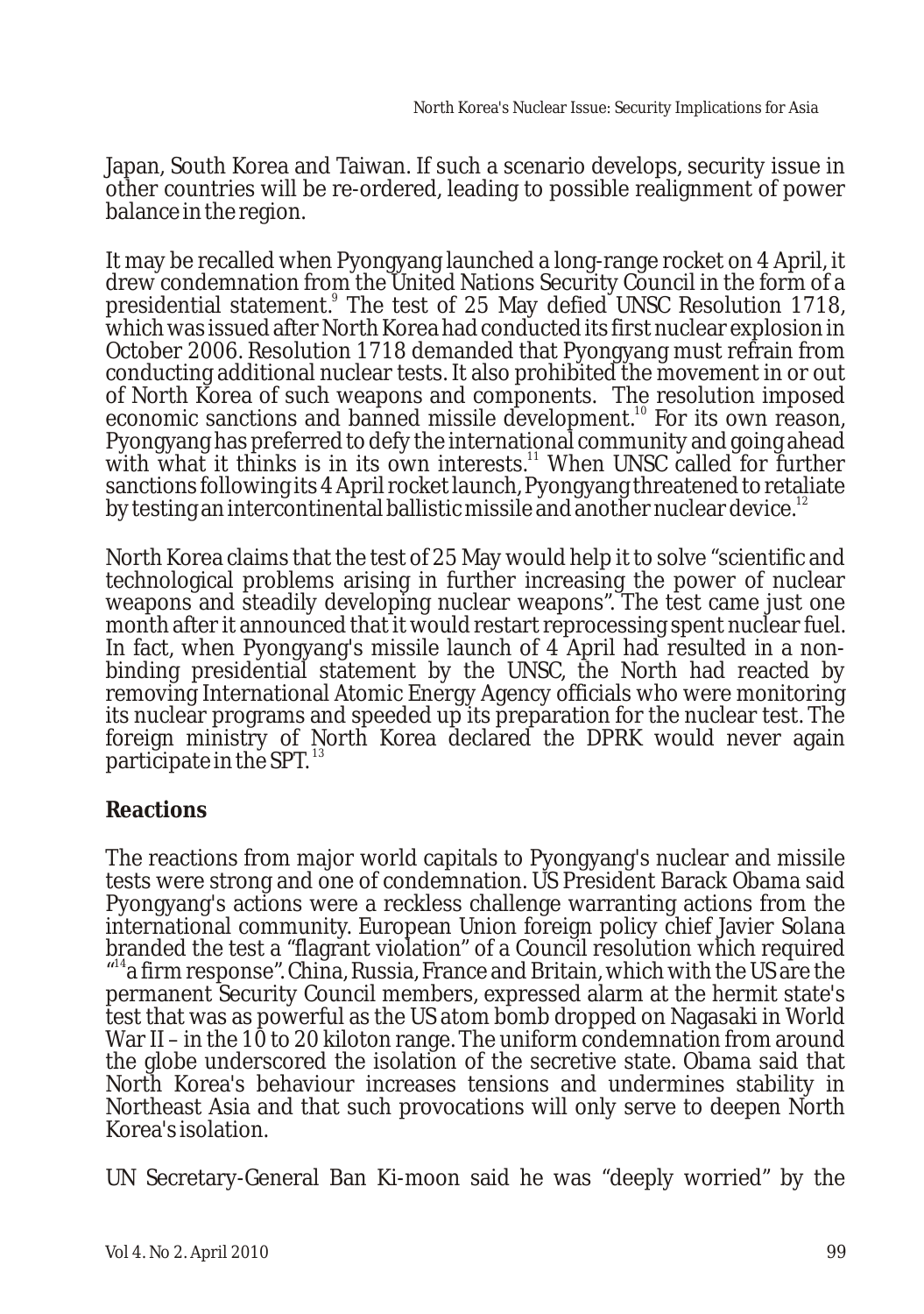Japan, South Korea and Taiwan. If such a scenario develops, security issue in other countries will be re-ordered, leading to possible realignment of power balance in the region.

It may be recalled when Pyongyang launched a long-range rocket on 4 April, it drew condemnation from the United Nations Security Council in the form of a presidential statement.[9] The test of 25 May defied UNSC Resolution 1718, which was issued after North Korea had conducted its first nuclear explosion in October 2006. Resolution 1718 demanded that Pyongyang must refrain from conducting additional nuclear tests. It also prohibited the movement in or out of North Korea of such weapons and components. The resolution imposed economic sanctions and banned missile development.[10] For its own reason, Pyongyang has preferred to defy the international community and going ahead with what it thinks is in its own interests.[11] When UNSC called for further sanctions following its 4 April rocket launch, Pyongyang threatened to retaliate by testing an intercontinental ballistic missile and another nuclear device.[12]

North Korea claims that the test of 25 May would help it to solve "scientific and technological problems arising in further increasing the power of nuclear weapons and steadily developing nuclear weapons". The test came just one month after it announced that it would restart reprocessing spent nuclear fuel. In fact, when Pyongyang's missile launch of 4 April had resulted in a non-binding presidential statement by the UNSC, the North had reacted by removing International Atomic Energy Agency officials who were monitoring its nuclear programs and speeded up its preparation for the nuclear test. The foreign ministry of North Korea declared the DPRK would never again participate in the SPT.[13]

## Reactions

The reactions from major world capitals to Pyongyang's nuclear and missile tests were strong and one of condemnation. US President Barack Obama said Pyongyang's actions were a reckless challenge warranting actions from the international community. European Union foreign policy chief Javier Solana branded the test a "flagrant violation" of a Council resolution which required "[14]a firm response". China, Russia, France and Britain, which with the US are the permanent Security Council members, expressed alarm at the hermit state's test that was as powerful as the US atom bomb dropped on Nagasaki in World War II – in the 10 to 20 kiloton range. The uniform condemnation from around the globe underscored the isolation of the secretive state. Obama said that North Korea's behaviour increases tensions and undermines stability in Northeast Asia and that such provocations will only serve to deepen North Korea's isolation.

UN Secretary-General Ban Ki-moon said he was "deeply worried" by the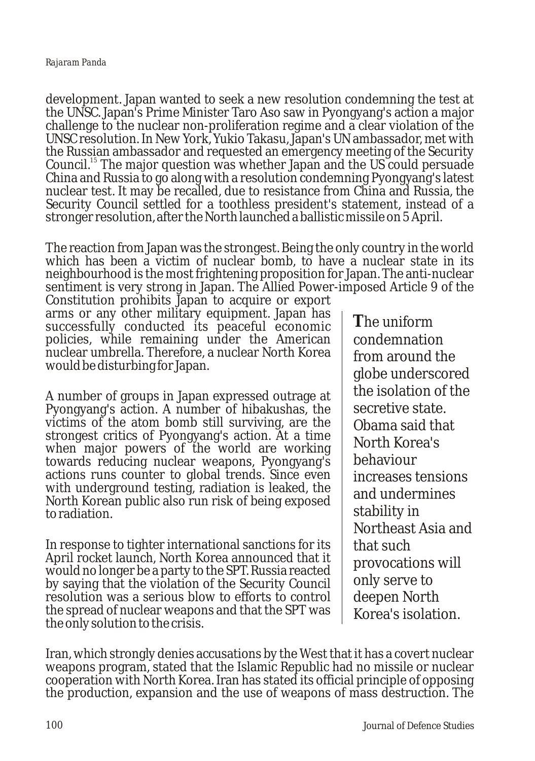development. Japan wanted to seek a new resolution condemning the test at the UNSC. Japan's Prime Minister Taro Aso saw in Pyongyang's action a major challenge to the nuclear non-proliferation regime and a clear violation of the UNSC resolution. In New York, Yukio Takasu, Japan's UN ambassador, met with the Russian ambassador and requested an emergency meeting of the Security Council.[15] The major question was whether Japan and the US could persuade China and Russia to go along with a resolution condemning Pyongyang's latest nuclear test. It may be recalled, due to resistance from China and Russia, the Security Council settled for a toothless president's statement, instead of a stronger resolution, after the North launched a ballistic missile on 5 April.

The reaction from Japan was the strongest. Being the only country in the world which has been a victim of nuclear bomb, to have a nuclear state in its neighbourhood is the most frightening proposition for Japan. The anti-nuclear sentiment is very strong in Japan. The Allied Power-imposed Article 9 of the Constitution prohibits Japan to acquire or export arms or any other military equipment. Japan has successfully conducted its peaceful economic policies, while remaining under the American nuclear umbrella. Therefore, a nuclear North Korea would be disturbing for Japan.

A number of groups in Japan expressed outrage at Pyongyang's action. A number of hibakushas, the victims of the atom bomb still surviving, are the strongest critics of Pyongyang's action. At a time when major powers of the world are working towards reducing nuclear weapons, Pyongyang's actions runs counter to global trends. Since even with underground testing, radiation is leaked, the North Korean public also run risk of being exposed to radiation.

In response to tighter international sanctions for its April rocket launch, North Korea announced that it would no longer be a party to the SPT. Russia reacted by saying that the violation of the Security Council resolution was a serious blow to efforts to control the spread of nuclear weapons and that the SPT was the only solution to the crisis.

> **T**he uniform condemnation from around the globe underscored the isolation of the secretive state. Obama said that North Korea's behaviour increases tensions and undermines stability in Northeast Asia and that such provocations will only serve to deepen North Korea's isolation.

Iran, which strongly denies accusations by the West that it has a covert nuclear weapons program, stated that the Islamic Republic had no missile or nuclear cooperation with North Korea. Iran has stated its official principle of opposing the production, expansion and the use of weapons of mass destruction. The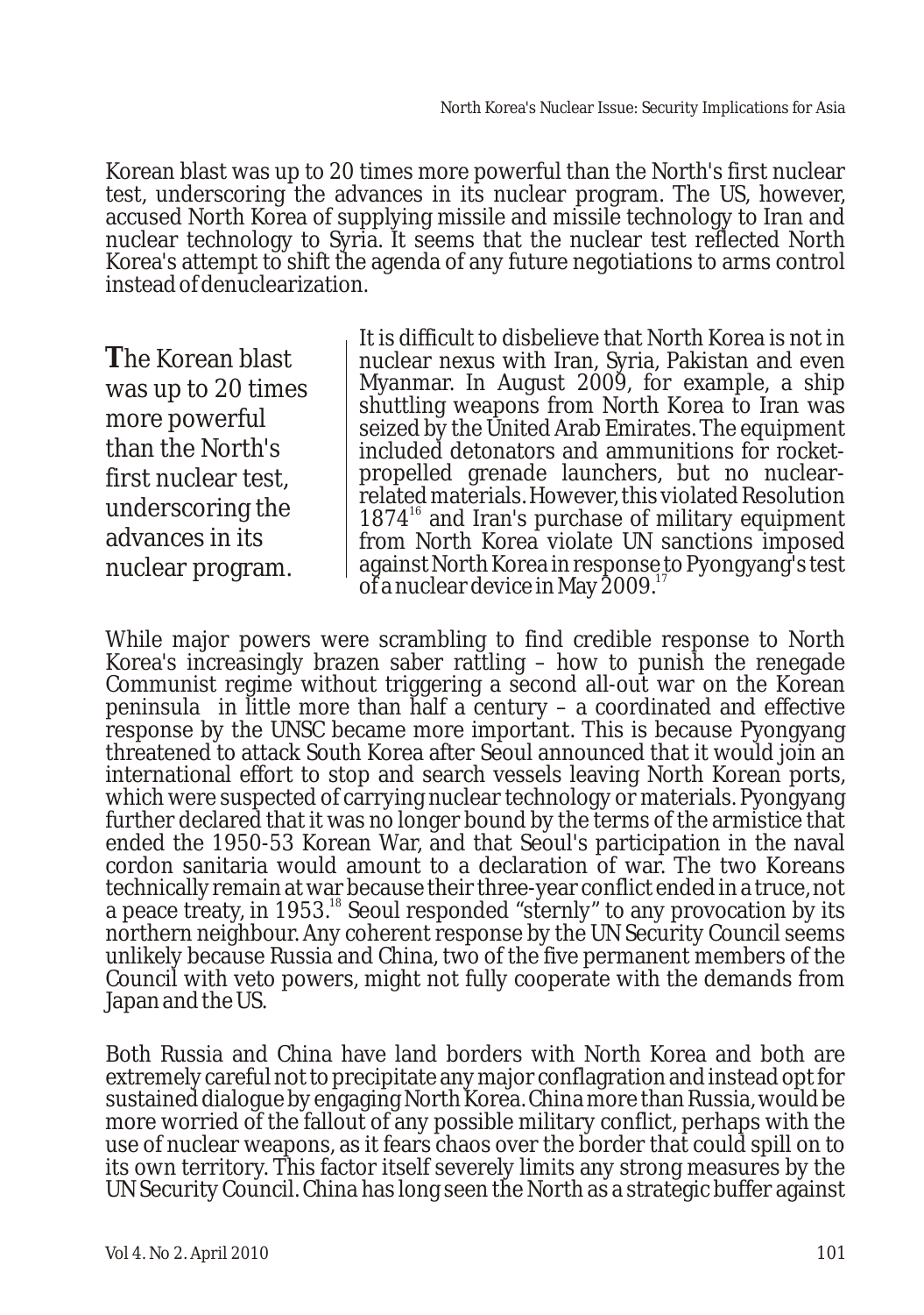Korean blast was up to 20 times more powerful than the North's first nuclear test, underscoring the advances in its nuclear program. The US, however, accused North Korea of supplying missile and missile technology to Iran and nuclear technology to Syria. It seems that the nuclear test reflected North Korea's attempt to shift the agenda of any future negotiations to arms control instead of denuclearization.

> **T**he Korean blast was up to 20 times more powerful than the North's first nuclear test, underscoring the advances in its nuclear program.

It is difficult to disbelieve that North Korea is not in nuclear nexus with Iran, Syria, Pakistan and even Myanmar. In August 2009, for example, a ship shuttling weapons from North Korea to Iran was seized by the United Arab Emirates. The equipment included detonators and ammunitions for rocket-propelled grenade launchers, but no nuclear-related materials. However, this violated Resolution 1874[16] and Iran's purchase of military equipment from North Korea violate UN sanctions imposed against North Korea in response to Pyongyang's test of a nuclear device in May 2009.[17]

While major powers were scrambling to find credible response to North Korea's increasingly brazen saber rattling – how to punish the renegade Communist regime without triggering a second all-out war on the Korean peninsula in little more than half a century – a coordinated and effective response by the UNSC became more important. This is because Pyongyang threatened to attack South Korea after Seoul announced that it would join an international effort to stop and search vessels leaving North Korean ports, which were suspected of carrying nuclear technology or materials. Pyongyang further declared that it was no longer bound by the terms of the armistice that ended the 1950-53 Korean War, and that Seoul's participation in the naval cordon sanitaria would amount to a declaration of war. The two Koreans technically remain at war because their three-year conflict ended in a truce, not a peace treaty, in 1953.[18] Seoul responded "sternly" to any provocation by its northern neighbour. Any coherent response by the UN Security Council seems unlikely because Russia and China, two of the five permanent members of the Council with veto powers, might not fully cooperate with the demands from Japan and the US.

Both Russia and China have land borders with North Korea and both are extremely careful not to precipitate any major conflagration and instead opt for sustained dialogue by engaging North Korea. China more than Russia, would be more worried of the fallout of any possible military conflict, perhaps with the use of nuclear weapons, as it fears chaos over the border that could spill on to its own territory. This factor itself severely limits any strong measures by the UN Security Council. China has long seen the North as a strategic buffer against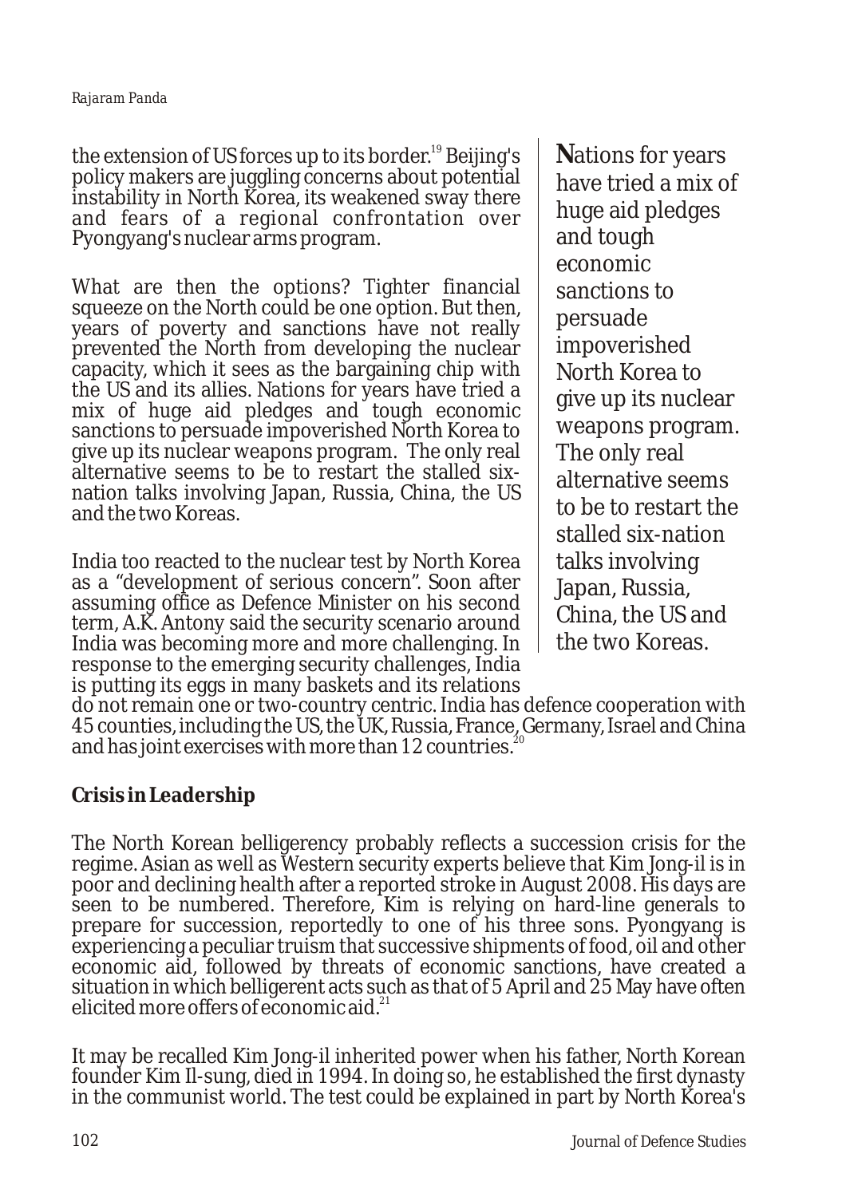the extension of US forces up to its border.[19] Beijing's policy makers are juggling concerns about potential instability in North Korea, its weakened sway there and fears of a regional confrontation over Pyongyang's nuclear arms program.

What are then the options? Tighter financial squeeze on the North could be one option. But then, years of poverty and sanctions have not really prevented the North from developing the nuclear capacity, which it sees as the bargaining chip with the US and its allies. Nations for years have tried a mix of huge aid pledges and tough economic sanctions to persuade impoverished North Korea to give up its nuclear weapons program. The only real alternative seems to be to restart the stalled six-nation talks involving Japan, Russia, China, the US and the two Koreas.

> **N**ations for years have tried a mix of huge aid pledges and tough economic sanctions to persuade impoverished North Korea to give up its nuclear weapons program. The only real alternative seems to be to restart the stalled six-nation talks involving Japan, Russia, China, the US and the two Koreas.

India too reacted to the nuclear test by North Korea as a "development of serious concern". Soon after assuming office as Defence Minister on his second term, A.K. Antony said the security scenario around India was becoming more and more challenging. In response to the emerging security challenges, India is putting its eggs in many baskets and its relations do not remain one or two-country centric. India has defence cooperation with 45 counties, including the US, the UK, Russia, France, Germany, Israel and China and has joint exercises with more than 12 countries.[20]

## Crisis in Leadership

The North Korean belligerency probably reflects a succession crisis for the regime. Asian as well as Western security experts believe that Kim Jong-il is in poor and declining health after a reported stroke in August 2008. His days are seen to be numbered. Therefore, Kim is relying on hard-line generals to prepare for succession, reportedly to one of his three sons. Pyongyang is experiencing a peculiar truism that successive shipments of food, oil and other economic aid, followed by threats of economic sanctions, have created a situation in which belligerent acts such as that of 5 April and 25 May have often elicited more offers of economic aid.[21]

It may be recalled Kim Jong-il inherited power when his father, North Korean founder Kim Il-sung, died in 1994. In doing so, he established the first dynasty in the communist world. The test could be explained in part by North Korea's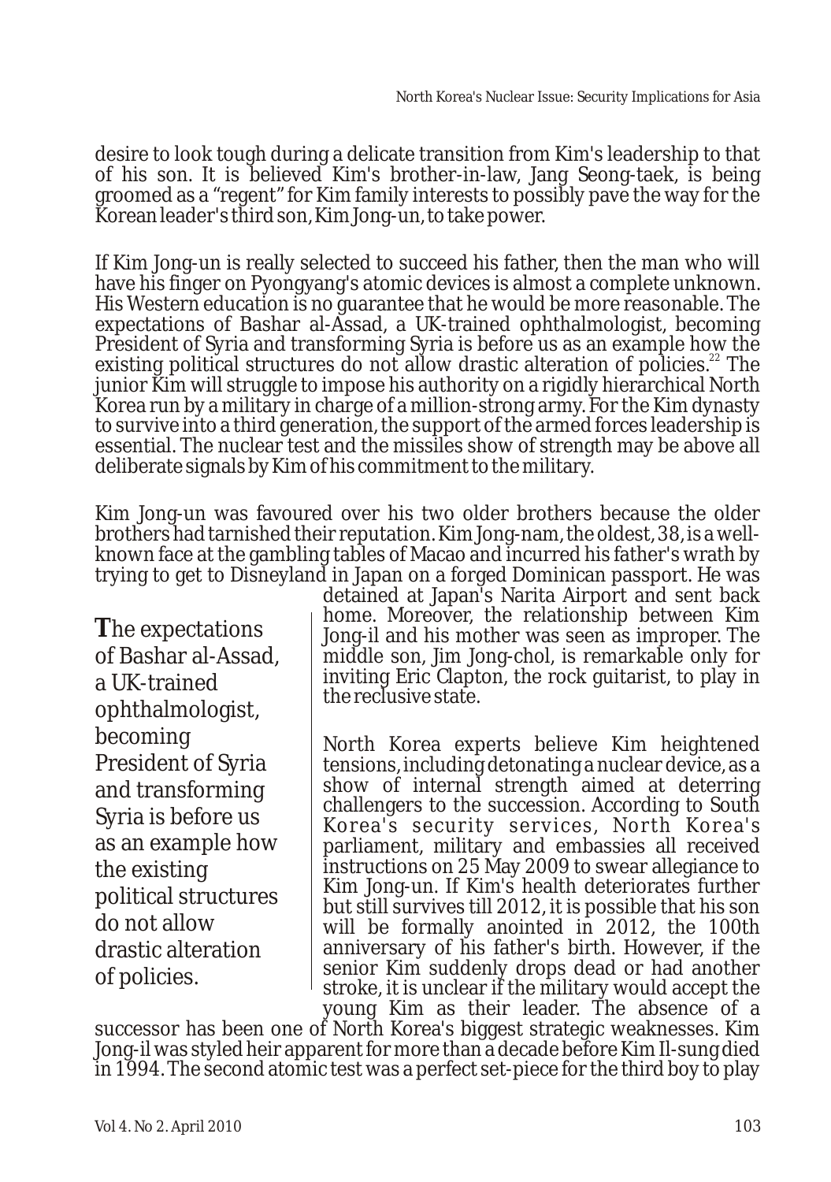desire to look tough during a delicate transition from Kim's leadership to that of his son. It is believed Kim's brother-in-law, Jang Seong-taek, is being groomed as a "regent" for Kim family interests to possibly pave the way for the Korean leader's third son, Kim Jong-un, to take power.

If Kim Jong-un is really selected to succeed his father, then the man who will have his finger on Pyongyang's atomic devices is almost a complete unknown. His Western education is no guarantee that he would be more reasonable. The expectations of Bashar al-Assad, a UK-trained ophthalmologist, becoming President of Syria and transforming Syria is before us as an example how the existing political structures do not allow drastic alteration of policies.[22] The junior Kim will struggle to impose his authority on a rigidly hierarchical North Korea run by a military in charge of a million-strong army. For the Kim dynasty to survive into a third generation, the support of the armed forces leadership is essential. The nuclear test and the missiles show of strength may be above all deliberate signals by Kim of his commitment to the military.

Kim Jong-un was favoured over his two older brothers because the older brothers had tarnished their reputation. Kim Jong-nam, the oldest, 38, is a well-known face at the gambling tables of Macao and incurred his father's wrath by trying to get to Disneyland in Japan on a forged Dominican passport. He was detained at Japan's Narita Airport and sent back home. Moreover, the relationship between Kim Jong-il and his mother was seen as improper. The middle son, Jim Jong-chol, is remarkable only for inviting Eric Clapton, the rock guitarist, to play in the reclusive state.

> **T**he expectations of Bashar al-Assad, a UK-trained ophthalmologist, becoming President of Syria and transforming Syria is before us as an example how the existing political structures do not allow drastic alteration of policies.

North Korea experts believe Kim heightened tensions, including detonating a nuclear device, as a show of internal strength aimed at deterring challengers to the succession. According to South Korea's security services, North Korea's parliament, military and embassies all received instructions on 25 May 2009 to swear allegiance to Kim Jong-un. If Kim's health deteriorates further but still survives till 2012, it is possible that his son will be formally anointed in 2012, the 100th anniversary of his father's birth. However, if the senior Kim suddenly drops dead or had another stroke, it is unclear if the military would accept the young Kim as their leader. The absence of a successor has been one of North Korea's biggest strategic weaknesses. Kim Jong-il was styled heir apparent for more than a decade before Kim Il-sung died in 1994. The second atomic test was a perfect set-piece for the third boy to play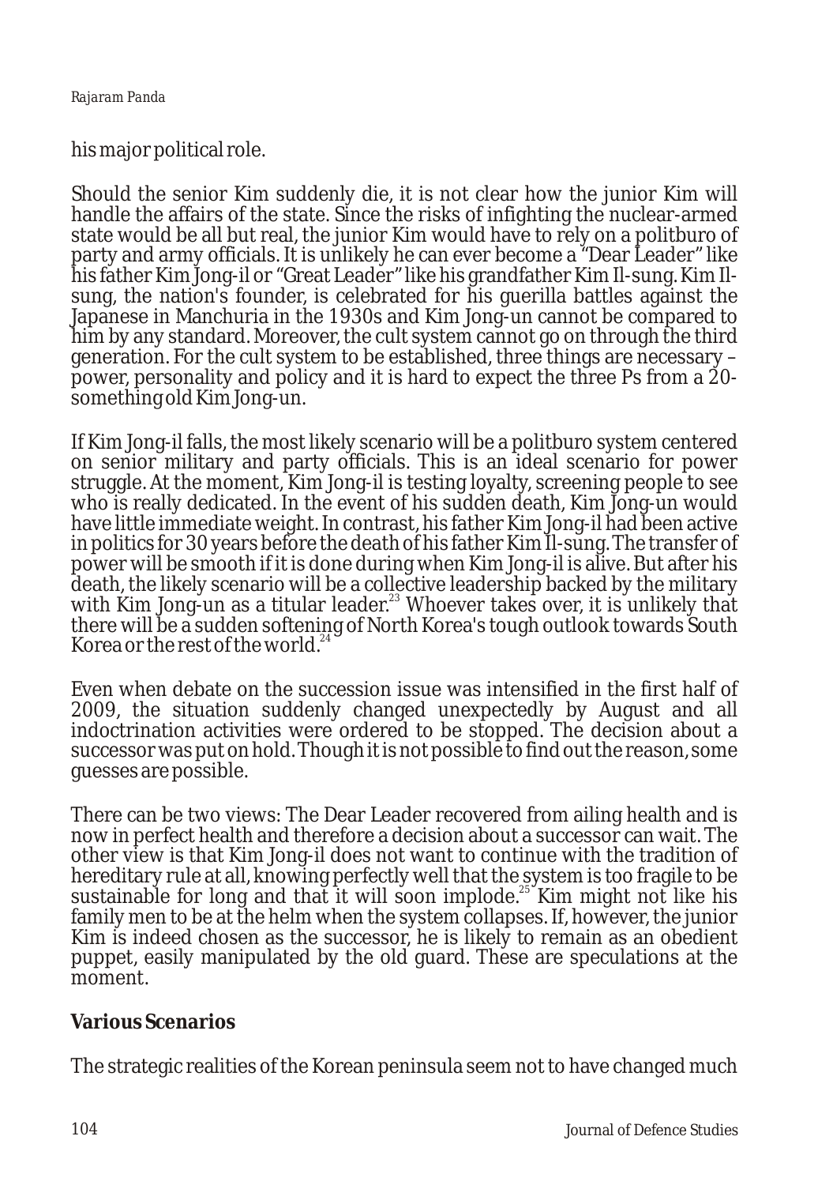his major political role.

Should the senior Kim suddenly die, it is not clear how the junior Kim will handle the affairs of the state. Since the risks of infighting the nuclear-armed state would be all but real, the junior Kim would have to rely on a politburo of party and army officials. It is unlikely he can ever become a "Dear Leader" like his father Kim Jong-il or "Great Leader" like his grandfather Kim Il-sung. Kim Il-sung, the nation's founder, is celebrated for his guerilla battles against the Japanese in Manchuria in the 1930s and Kim Jong-un cannot be compared to him by any standard. Moreover, the cult system cannot go on through the third generation. For the cult system to be established, three things are necessary – power, personality and policy and it is hard to expect the three Ps from a 20-something old Kim Jong-un.

If Kim Jong-il falls, the most likely scenario will be a politburo system centered on senior military and party officials. This is an ideal scenario for power struggle. At the moment, Kim Jong-il is testing loyalty, screening people to see who is really dedicated. In the event of his sudden death, Kim Jong-un would have little immediate weight. In contrast, his father Kim Jong-il had been active in politics for 30 years before the death of his father Kim Il-sung. The transfer of power will be smooth if it is done during when Kim Jong-il is alive. But after his death, the likely scenario will be a collective leadership backed by the military with Kim Jong-un as a titular leader.[23] Whoever takes over, it is unlikely that there will be a sudden softening of North Korea's tough outlook towards South Korea or the rest of the world.[24]

Even when debate on the succession issue was intensified in the first half of 2009, the situation suddenly changed unexpectedly by August and all indoctrination activities were ordered to be stopped. The decision about a successor was put on hold. Though it is not possible to find out the reason, some guesses are possible.

There can be two views: The Dear Leader recovered from ailing health and is now in perfect health and therefore a decision about a successor can wait. The other view is that Kim Jong-il does not want to continue with the tradition of hereditary rule at all, knowing perfectly well that the system is too fragile to be sustainable for long and that it will soon implode.[25] Kim might not like his family men to be at the helm when the system collapses. If, however, the junior Kim is indeed chosen as the successor, he is likely to remain as an obedient puppet, easily manipulated by the old guard. These are speculations at the moment.

## Various Scenarios

The strategic realities of the Korean peninsula seem not to have changed much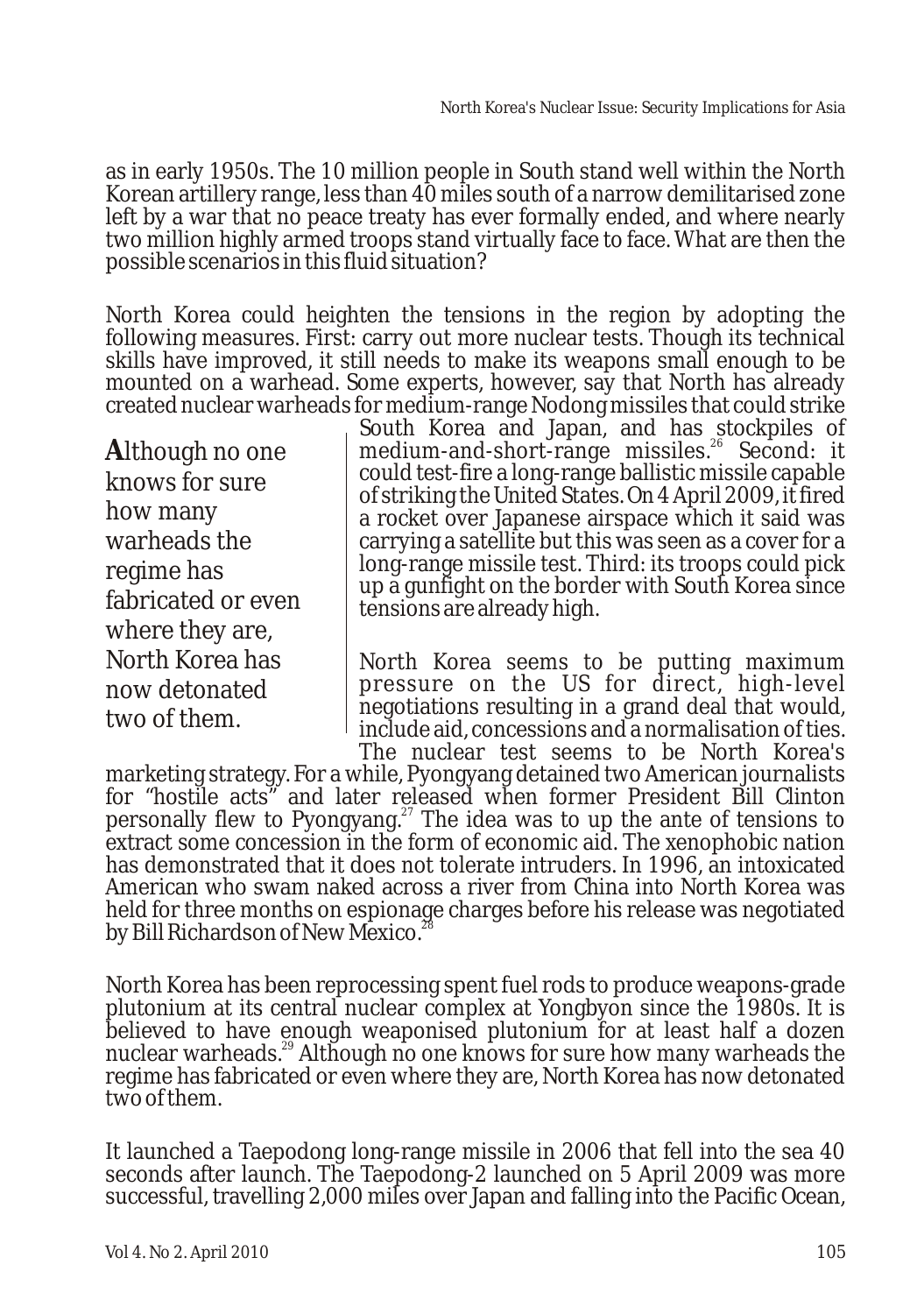as in early 1950s. The 10 million people in South stand well within the North Korean artillery range, less than 40 miles south of a narrow demilitarised zone left by a war that no peace treaty has ever formally ended, and where nearly two million highly armed troops stand virtually face to face. What are then the possible scenarios in this fluid situation?

North Korea could heighten the tensions in the region by adopting the following measures. First: carry out more nuclear tests. Though its technical skills have improved, it still needs to make its weapons small enough to be mounted on a warhead. Some experts, however, say that North has already created nuclear warheads for medium-range Nodong missiles that could strike South Korea and Japan, and has stockpiles of medium-and-short-range missiles.[26] Second: it could test-fire a long-range ballistic missile capable of striking the United States. On 4 April 2009, it fired a rocket over Japanese airspace which it said was carrying a satellite but this was seen as a cover for a long-range missile test. Third: its troops could pick up a gunfight on the border with South Korea since tensions are already high.

> **A**lthough no one knows for sure how many warheads the regime has fabricated or even where they are, North Korea has now detonated two of them.

North Korea seems to be putting maximum pressure on the US for direct, high-level negotiations resulting in a grand deal that would, include aid, concessions and a normalisation of ties. The nuclear test seems to be North Korea's marketing strategy. For a while, Pyongyang detained two American journalists for "hostile acts" and later released when former President Bill Clinton personally flew to Pyongyang.[27] The idea was to up the ante of tensions to extract some concession in the form of economic aid. The xenophobic nation has demonstrated that it does not tolerate intruders. In 1996, an intoxicated American who swam naked across a river from China into North Korea was held for three months on espionage charges before his release was negotiated by Bill Richardson of New Mexico.[28]

North Korea has been reprocessing spent fuel rods to produce weapons-grade plutonium at its central nuclear complex at Yongbyon since the 1980s. It is believed to have enough weaponised plutonium for at least half a dozen nuclear warheads.[29] Although no one knows for sure how many warheads the regime has fabricated or even where they are, North Korea has now detonated two of them.

It launched a Taepodong long-range missile in 2006 that fell into the sea 40 seconds after launch. The Taepodong-2 launched on 5 April 2009 was more successful, travelling 2,000 miles over Japan and falling into the Pacific Ocean,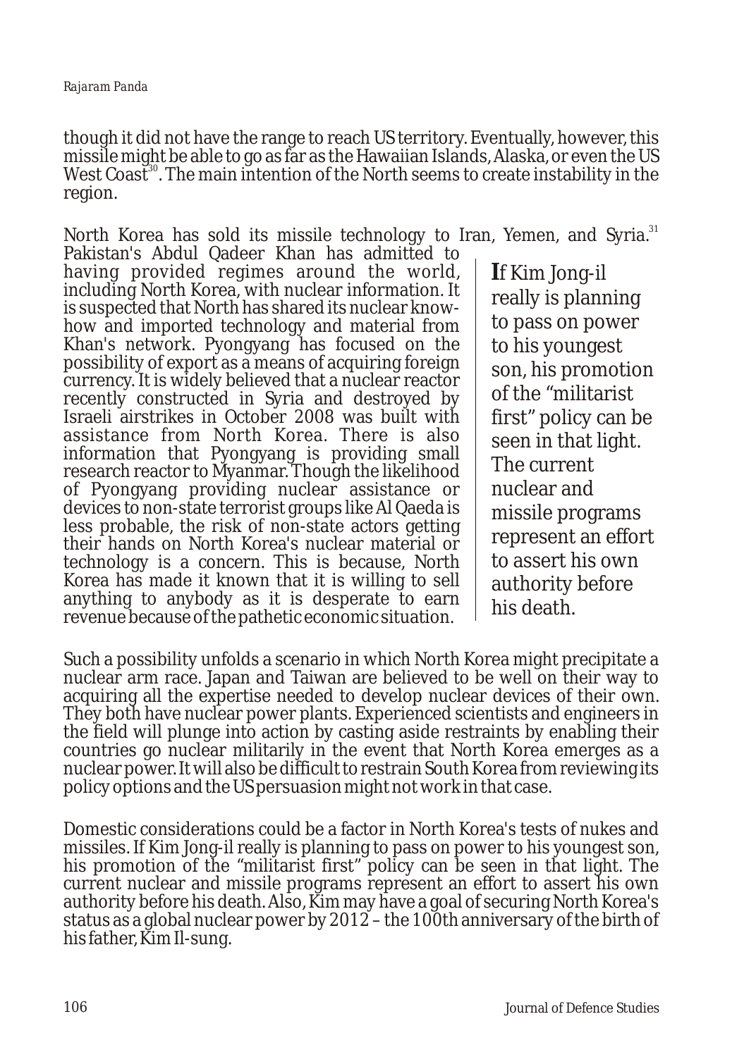though it did not have the range to reach US territory. Eventually, however, this missile might be able to go as far as the Hawaiian Islands, Alaska, or even the US West Coast[30]. The main intention of the North seems to create instability in the region.

North Korea has sold its missile technology to Iran, Yemen, and Syria.[31] Pakistan's Abdul Qadeer Khan has admitted to having provided regimes around the world, including North Korea, with nuclear information. It is suspected that North has shared its nuclear know-how and imported technology and material from Khan's network. Pyongyang has focused on the possibility of export as a means of acquiring foreign currency. It is widely believed that a nuclear reactor recently constructed in Syria and destroyed by Israeli airstrikes in October 2008 was built with assistance from North Korea. There is also information that Pyongyang is providing small research reactor to Myanmar. Though the likelihood of Pyongyang providing nuclear assistance or devices to non-state terrorist groups like Al Qaeda is less probable, the risk of non-state actors getting their hands on North Korea's nuclear material or technology is a concern. This is because, North Korea has made it known that it is willing to sell anything to anybody as it is desperate to earn revenue because of the pathetic economic situation.

> If Kim Jong-il really is planning to pass on power to his youngest son, his promotion of the "militarist first" policy can be seen in that light. The current nuclear and missile programs represent an effort to assert his own authority before his death.

Such a possibility unfolds a scenario in which North Korea might precipitate a nuclear arm race. Japan and Taiwan are believed to be well on their way to acquiring all the expertise needed to develop nuclear devices of their own. They both have nuclear power plants. Experienced scientists and engineers in the field will plunge into action by casting aside restraints by enabling their countries go nuclear militarily in the event that North Korea emerges as a nuclear power. It will also be difficult to restrain South Korea from reviewing its policy options and the US persuasion might not work in that case.

Domestic considerations could be a factor in North Korea's tests of nukes and missiles. If Kim Jong-il really is planning to pass on power to his youngest son, his promotion of the "militarist first" policy can be seen in that light. The current nuclear and missile programs represent an effort to assert his own authority before his death. Also, Kim may have a goal of securing North Korea's status as a global nuclear power by 2012 – the 100th anniversary of the birth of his father, Kim Il-sung.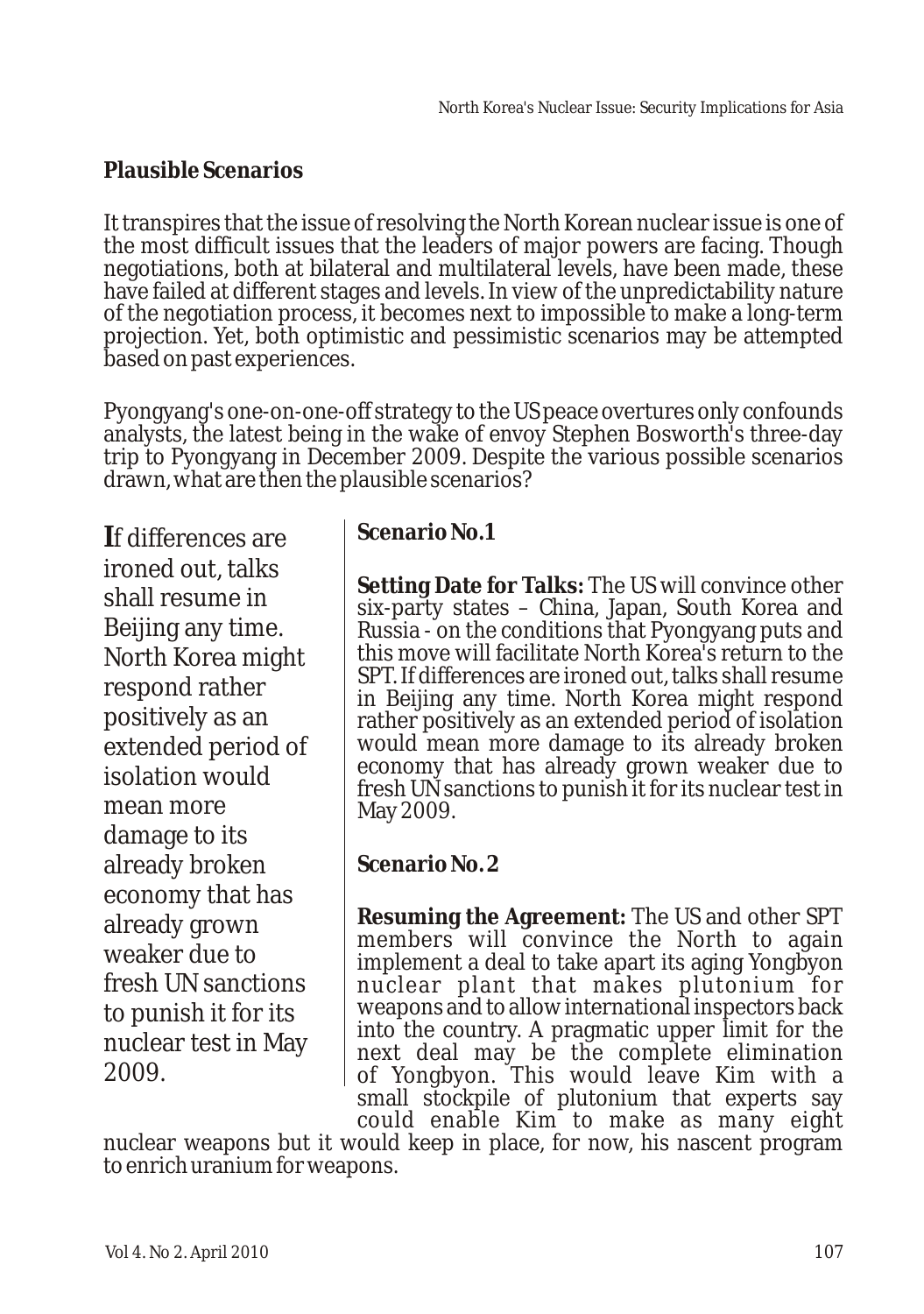## Plausible Scenarios

It transpires that the issue of resolving the North Korean nuclear issue is one of the most difficult issues that the leaders of major powers are facing. Though negotiations, both at bilateral and multilateral levels, have been made, these have failed at different stages and levels. In view of the unpredictability nature of the negotiation process, it becomes next to impossible to make a long-term projection. Yet, both optimistic and pessimistic scenarios may be attempted based on past experiences.

Pyongyang's one-on-one-off strategy to the US peace overtures only confounds analysts, the latest being in the wake of envoy Stephen Bosworth's three-day trip to Pyongyang in December 2009. Despite the various possible scenarios drawn, what are then the plausible scenarios?

> **I**f differences are ironed out, talks shall resume in Beijing any time. North Korea might respond rather positively as an extended period of isolation would mean more damage to its already broken economy that has already grown weaker due to fresh UN sanctions to punish it for its nuclear test in May 2009.

### Scenario No.1

**Setting Date for Talks:** The US will convince other six-party states – China, Japan, South Korea and Russia - on the conditions that Pyongyang puts and this move will facilitate North Korea's return to the SPT. If differences are ironed out, talks shall resume in Beijing any time. North Korea might respond rather positively as an extended period of isolation would mean more damage to its already broken economy that has already grown weaker due to fresh UN sanctions to punish it for its nuclear test in May 2009.

### Scenario No. 2

**Resuming the Agreement:** The US and other SPT members will convince the North to again implement a deal to take apart its aging Yongbyon nuclear plant that makes plutonium for weapons and to allow international inspectors back into the country. A pragmatic upper limit for the next deal may be the complete elimination of Yongbyon. This would leave Kim with a small stockpile of plutonium that experts say could enable Kim to make as many eight nuclear weapons but it would keep in place, for now, his nascent program to enrich uranium for weapons.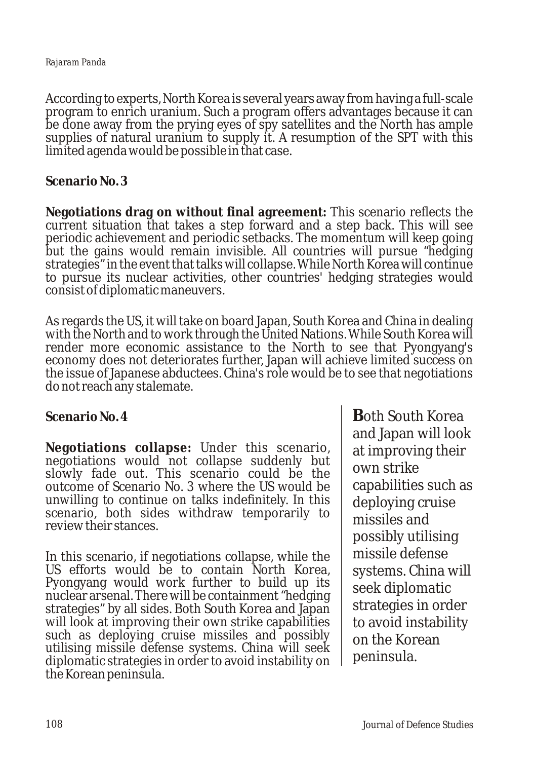According to experts, North Korea is several years away from having a full-scale program to enrich uranium. Such a program offers advantages because it can be done away from the prying eyes of spy satellites and the North has ample supplies of natural uranium to supply it. A resumption of the SPT with this limited agenda would be possible in that case.

### Scenario No. 3

**Negotiations drag on without final agreement:** This scenario reflects the current situation that takes a step forward and a step back. This will see periodic achievement and periodic setbacks. The momentum will keep going but the gains would remain invisible. All countries will pursue "hedging strategies" in the event that talks will collapse. While North Korea will continue to pursue its nuclear activities, other countries' hedging strategies would consist of diplomatic maneuvers.

As regards the US, it will take on board Japan, South Korea and China in dealing with the North and to work through the United Nations. While South Korea will render more economic assistance to the North to see that Pyongyang's economy does not deteriorates further, Japan will achieve limited success on the issue of Japanese abductees. China's role would be to see that negotiations do not reach any stalemate.

### Scenario No. 4

**Negotiations collapse:** Under this scenario, negotiations would not collapse suddenly but slowly fade out. This scenario could be the outcome of Scenario No. 3 where the US would be unwilling to continue on talks indefinitely. In this scenario, both sides withdraw temporarily to review their stances.

In this scenario, if negotiations collapse, while the US efforts would be to contain North Korea, Pyongyang would work further to build up its nuclear arsenal. There will be containment "hedging strategies" by all sides. Both South Korea and Japan will look at improving their own strike capabilities such as deploying cruise missiles and possibly utilising missile defense systems. China will seek diplomatic strategies in order to avoid instability on the Korean peninsula.

> Both South Korea and Japan will look at improving their own strike capabilities such as deploying cruise missiles and possibly utilising missile defense systems. China will seek diplomatic strategies in order to avoid instability on the Korean peninsula.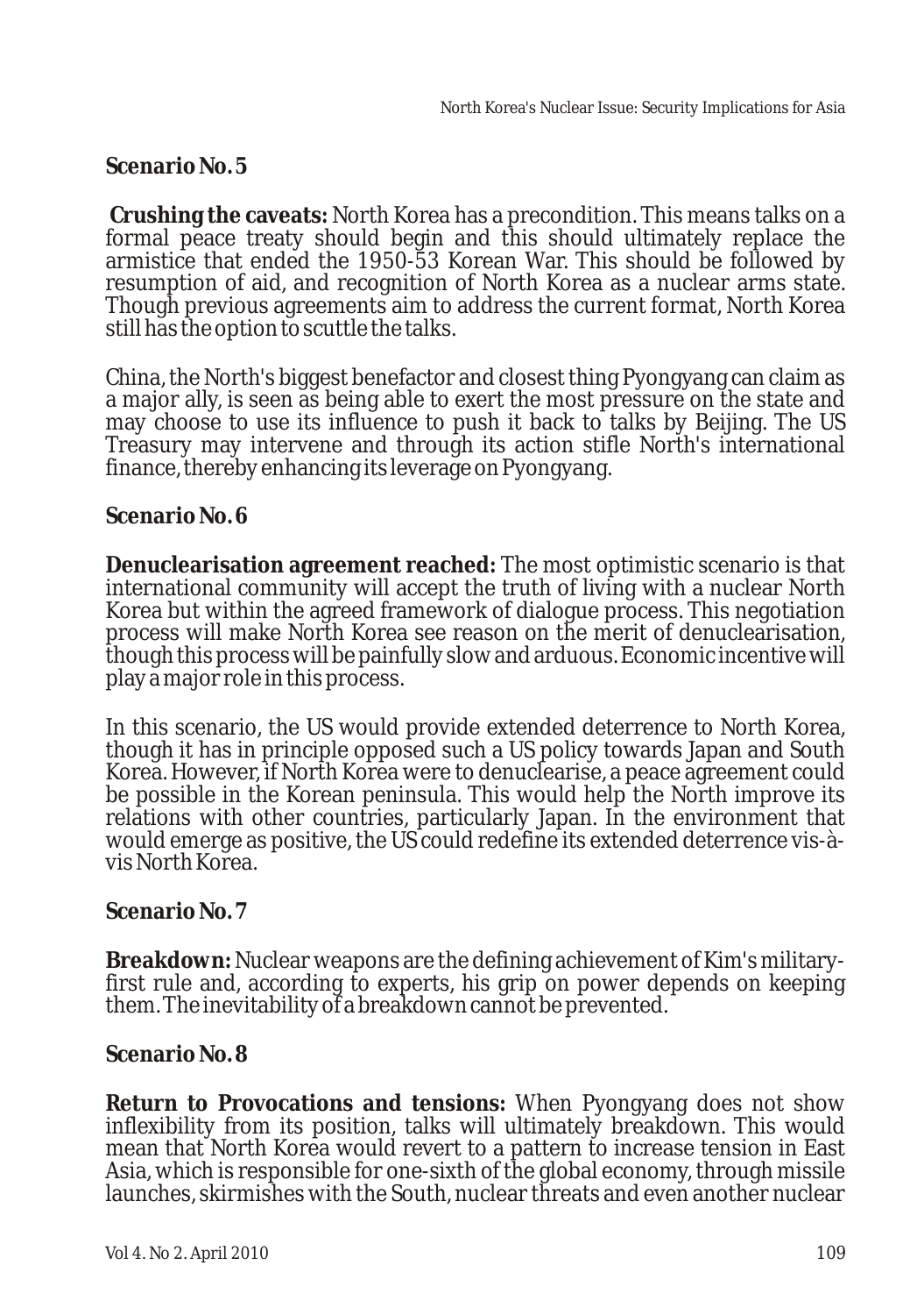**Scenario No. 5**

**Crushing the caveats:** North Korea has a precondition. This means talks on a formal peace treaty should begin and this should ultimately replace the armistice that ended the 1950-53 Korean War. This should be followed by resumption of aid, and recognition of North Korea as a nuclear arms state. Though previous agreements aim to address the current format, North Korea still has the option to scuttle the talks.

China, the North's biggest benefactor and closest thing Pyongyang can claim as a major ally, is seen as being able to exert the most pressure on the state and may choose to use its influence to push it back to talks by Beijing. The US Treasury may intervene and through its action stifle North's international finance, thereby enhancing its leverage on Pyongyang.

**Scenario No. 6**

**Denuclearisation agreement reached:** The most optimistic scenario is that international community will accept the truth of living with a nuclear North Korea but within the agreed framework of dialogue process. This negotiation process will make North Korea see reason on the merit of denuclearisation, though this process will be painfully slow and arduous. Economic incentive will play a major role in this process.

In this scenario, the US would provide extended deterrence to North Korea, though it has in principle opposed such a US policy towards Japan and South Korea. However, if North Korea were to denuclearise, a peace agreement could be possible in the Korean peninsula. This would help the North improve its relations with other countries, particularly Japan. In the environment that would emerge as positive, the US could redefine its extended deterrence vis-à-vis North Korea.

**Scenario No. 7**

**Breakdown:** Nuclear weapons are the defining achievement of Kim's military-first rule and, according to experts, his grip on power depends on keeping them. The inevitability of a breakdown cannot be prevented.

**Scenario No. 8**

**Return to Provocations and tensions:** When Pyongyang does not show inflexibility from its position, talks will ultimately breakdown. This would mean that North Korea would revert to a pattern to increase tension in East Asia, which is responsible for one-sixth of the global economy, through missile launches, skirmishes with the South, nuclear threats and even another nuclear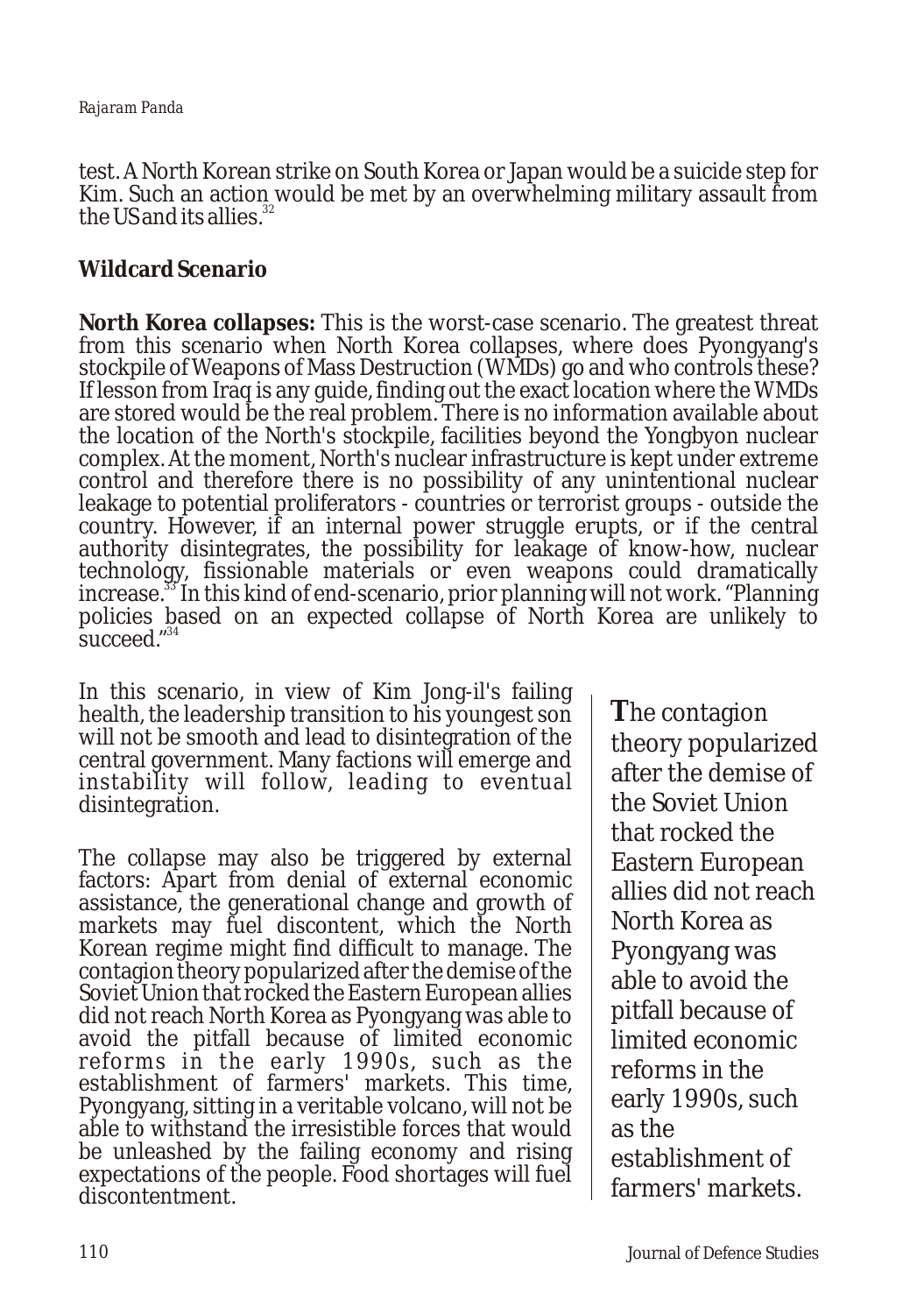test. A North Korean strike on South Korea or Japan would be a suicide step for Kim. Such an action would be met by an overwhelming military assault from the US and its allies.[32]

## Wildcard Scenario

**North Korea collapses:** This is the worst-case scenario. The greatest threat from this scenario when North Korea collapses, where does Pyongyang's stockpile of Weapons of Mass Destruction (WMDs) go and who controls these? If lesson from Iraq is any guide, finding out the exact location where the WMDs are stored would be the real problem. There is no information available about the location of the North's stockpile, facilities beyond the Yongbyon nuclear complex. At the moment, North's nuclear infrastructure is kept under extreme control and therefore there is no possibility of any unintentional nuclear leakage to potential proliferators - countries or terrorist groups - outside the country. However, if an internal power struggle erupts, or if the central authority disintegrates, the possibility for leakage of know-how, nuclear technology, fissionable materials or even weapons could dramatically increase.[33] In this kind of end-scenario, prior planning will not work. "Planning policies based on an expected collapse of North Korea are unlikely to succeed."[34]

In this scenario, in view of Kim Jong-il's failing health, the leadership transition to his youngest son will not be smooth and lead to disintegration of the central government. Many factions will emerge and instability will follow, leading to eventual disintegration.

The collapse may also be triggered by external factors: Apart from denial of external economic assistance, the generational change and growth of markets may fuel discontent, which the North Korean regime might find difficult to manage. The contagion theory popularized after the demise of the Soviet Union that rocked the Eastern European allies did not reach North Korea as Pyongyang was able to avoid the pitfall because of limited economic reforms in the early 1990s, such as the establishment of farmers' markets. This time, Pyongyang, sitting in a veritable volcano, will not be able to withstand the irresistible forces that would be unleashed by the failing economy and rising expectations of the people. Food shortages will fuel discontentment.

> The contagion theory popularized after the demise of the Soviet Union that rocked the Eastern European allies did not reach North Korea as Pyongyang was able to avoid the pitfall because of limited economic reforms in the early 1990s, such as the establishment of farmers' markets.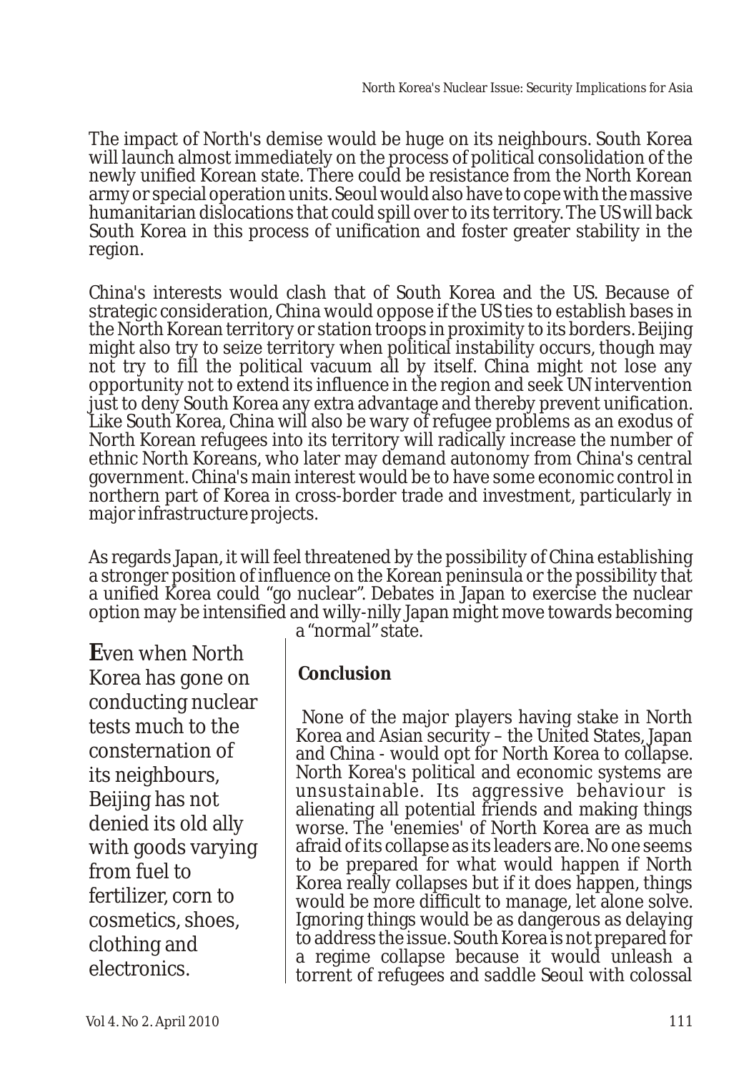The impact of North's demise would be huge on its neighbours. South Korea will launch almost immediately on the process of political consolidation of the newly unified Korean state. There could be resistance from the North Korean army or special operation units. Seoul would also have to cope with the massive humanitarian dislocations that could spill over to its territory. The US will back South Korea in this process of unification and foster greater stability in the region.

China's interests would clash that of South Korea and the US. Because of strategic consideration, China would oppose if the US ties to establish bases in the North Korean territory or station troops in proximity to its borders. Beijing might also try to seize territory when political instability occurs, though may not try to fill the political vacuum all by itself. China might not lose any opportunity not to extend its influence in the region and seek UN intervention just to deny South Korea any extra advantage and thereby prevent unification. Like South Korea, China will also be wary of refugee problems as an exodus of North Korean refugees into its territory will radically increase the number of ethnic North Koreans, who later may demand autonomy from China's central government. China's main interest would be to have some economic control in northern part of Korea in cross-border trade and investment, particularly in major infrastructure projects.

As regards Japan, it will feel threatened by the possibility of China establishing a stronger position of influence on the Korean peninsula or the possibility that a unified Korea could "go nuclear". Debates in Japan to exercise the nuclear option may be intensified and willy-nilly Japan might move towards becoming a "normal" state.

> **E**ven when North Korea has gone on conducting nuclear tests much to the consternation of its neighbours, Beijing has not denied its old ally with goods varying from fuel to fertilizer, corn to cosmetics, shoes, clothing and electronics.

## Conclusion

None of the major players having stake in North Korea and Asian security – the United States, Japan and China - would opt for North Korea to collapse. North Korea's political and economic systems are unsustainable. Its aggressive behaviour is alienating all potential friends and making things worse. The 'enemies' of North Korea are as much afraid of its collapse as its leaders are. No one seems to be prepared for what would happen if North Korea really collapses but if it does happen, things would be more difficult to manage, let alone solve. Ignoring things would be as dangerous as delaying to address the issue. South Korea is not prepared for a regime collapse because it would unleash a torrent of refugees and saddle Seoul with colossal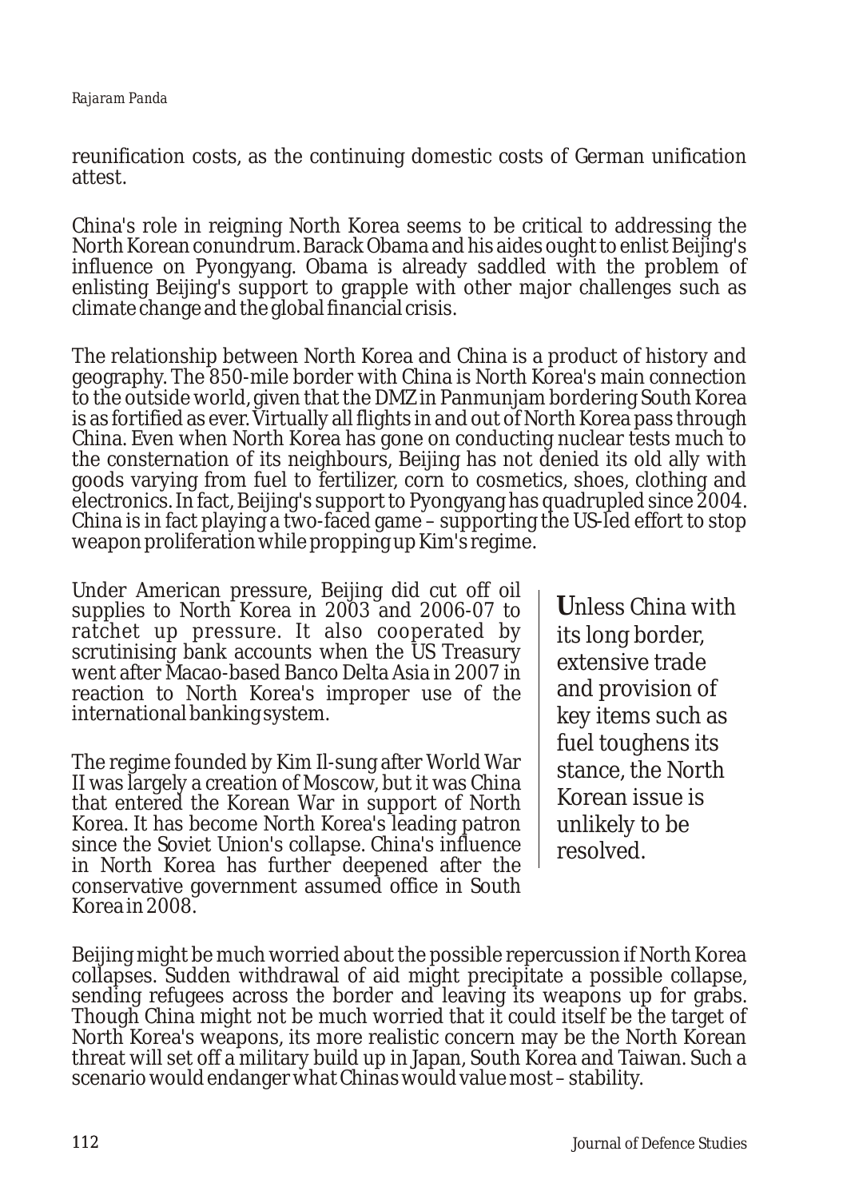reunification costs, as the continuing domestic costs of German unification attest.

China's role in reigning North Korea seems to be critical to addressing the North Korean conundrum. Barack Obama and his aides ought to enlist Beijing's influence on Pyongyang. Obama is already saddled with the problem of enlisting Beijing's support to grapple with other major challenges such as climate change and the global financial crisis.

The relationship between North Korea and China is a product of history and geography. The 850-mile border with China is North Korea's main connection to the outside world, given that the DMZ in Panmunjam bordering South Korea is as fortified as ever. Virtually all flights in and out of North Korea pass through China. Even when North Korea has gone on conducting nuclear tests much to the consternation of its neighbours, Beijing has not denied its old ally with goods varying from fuel to fertilizer, corn to cosmetics, shoes, clothing and electronics. In fact, Beijing's support to Pyongyang has quadrupled since 2004. China is in fact playing a two-faced game – supporting the US-led effort to stop weapon proliferation while propping up Kim's regime.

Under American pressure, Beijing did cut off oil supplies to North Korea in 2003 and 2006-07 to ratchet up pressure. It also cooperated by scrutinising bank accounts when the US Treasury went after Macao-based Banco Delta Asia in 2007 in reaction to North Korea's improper use of the international banking system.

The regime founded by Kim Il-sung after World War II was largely a creation of Moscow, but it was China that entered the Korean War in support of North Korea. It has become North Korea's leading patron since the Soviet Union's collapse. China's influence in North Korea has further deepened after the conservative government assumed office in South Korea in 2008.

> **U**nless China with its long border, extensive trade and provision of key items such as fuel toughens its stance, the North Korean issue is unlikely to be resolved.

Beijing might be much worried about the possible repercussion if North Korea collapses. Sudden withdrawal of aid might precipitate a possible collapse, sending refugees across the border and leaving its weapons up for grabs. Though China might not be much worried that it could itself be the target of North Korea's weapons, its more realistic concern may be the North Korean threat will set off a military build up in Japan, South Korea and Taiwan. Such a scenario would endanger what Chinas would value most – stability.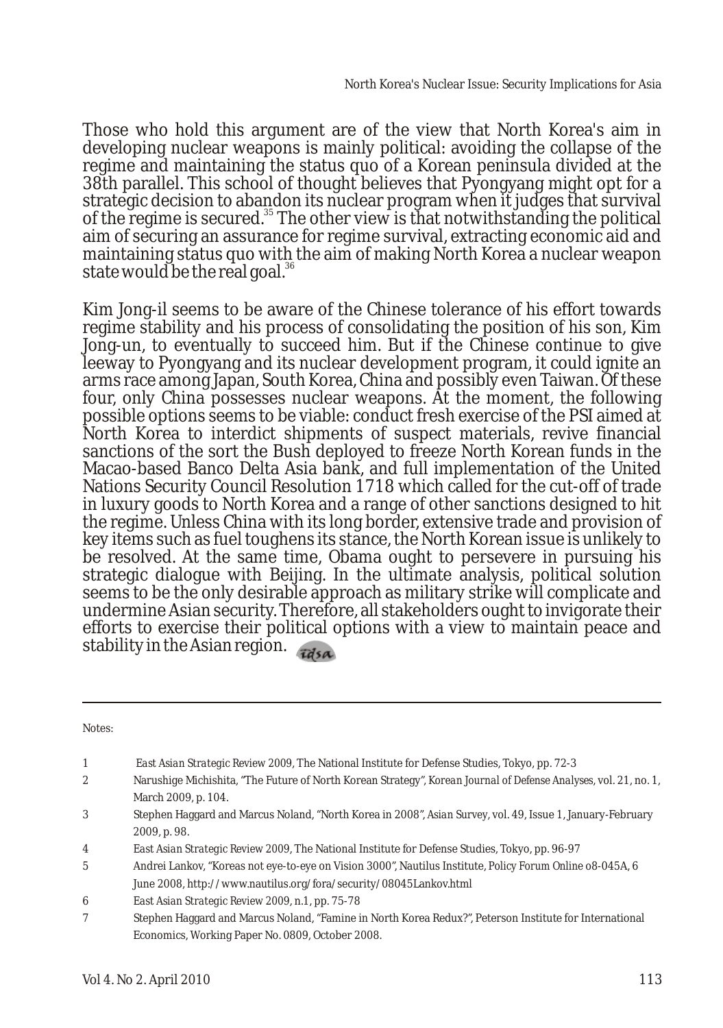Those who hold this argument are of the view that North Korea's aim in developing nuclear weapons is mainly political: avoiding the collapse of the regime and maintaining the status quo of a Korean peninsula divided at the 38th parallel. This school of thought believes that Pyongyang might opt for a strategic decision to abandon its nuclear program when it judges that survival of the regime is secured.[35] The other view is that notwithstanding the political aim of securing an assurance for regime survival, extracting economic aid and maintaining status quo with the aim of making North Korea a nuclear weapon state would be the real goal.[36]

Kim Jong-il seems to be aware of the Chinese tolerance of his effort towards regime stability and his process of consolidating the position of his son, Kim Jong-un, to eventually to succeed him. But if the Chinese continue to give leeway to Pyongyang and its nuclear development program, it could ignite an arms race among Japan, South Korea, China and possibly even Taiwan. Of these four, only China possesses nuclear weapons. At the moment, the following possible options seems to be viable: conduct fresh exercise of the PSI aimed at North Korea to interdict shipments of suspect materials, revive financial sanctions of the sort the Bush deployed to freeze North Korean funds in the Macao-based Banco Delta Asia bank, and full implementation of the United Nations Security Council Resolution 1718 which called for the cut-off of trade in luxury goods to North Korea and a range of other sanctions designed to hit the regime. Unless China with its long border, extensive trade and provision of key items such as fuel toughens its stance, the North Korean issue is unlikely to be resolved. At the same time, Obama ought to persevere in pursuing his strategic dialogue with Beijing. In the ultimate analysis, political solution seems to be the only desirable approach as military strike will complicate and undermine Asian security. Therefore, all stakeholders ought to invigorate their efforts to exercise their political options with a view to maintain peace and stability in the Asian region.

---

Notes:

1. *East Asian Strategic Review 2009*, The National Institute for Defense Studies, Tokyo, pp. 72-3
2. Narushige Michishita, "The Future of North Korean Strategy", *Korean Journal of Defense Analyses*, vol. 21, no. 1, March 2009, p. 104.
3. Stephen Haggard and Marcus Noland, "North Korea in 2008", *Asian Survey*, vol. 49, Issue 1, January-February 2009, p. 98.
4. *East Asian Strategic Review 2009*, The National Institute for Defense Studies, Tokyo, pp. 96-97
5. Andrei Lankov, "Koreas not eye-to-eye on Vision 3000", Nautilus Institute, Policy Forum Online o8-045A, 6 June 2008, http://www.nautilus.org/fora/security/08045Lankov.html
6. *East Asian Strategic Review 2009*, n.1, pp. 75-78
7. Stephen Haggard and Marcus Noland, "Famine in North Korea Redux?", Peterson Institute for International Economics, Working Paper No. 0809, October 2008.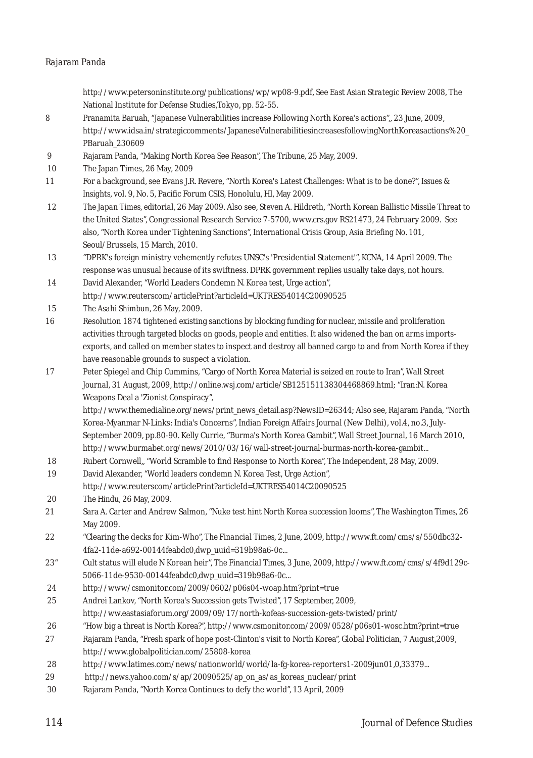http://www.petersoninstitute.org/publications/wp/wp08-9.pdf, See *East Asian Strategic Review 2008*, The National Institute for Defense Studies,Tokyo, pp. 52-55.

8 Pranamita Baruah, "Japanese Vulnerabilities increase Following North Korea's actions",, 23 June, 2009, http://www.idsa.in/strategiccomments/JapaneseVulnerabilitiesincreasesfollowingNorthKoreasactions%20_PBaruah_230609

9 Rajaram Panda, "Making North Korea See Reason", The Tribune, 25 May, 2009.

10 The Japan Times, 26 May, 2009

11 For a background, see Evans J.R. Revere, "North Korea's Latest Challenges: What is to be done?", Issues & Insights, vol. 9, No. 5, Pacific Forum CSIS, Honolulu, HI, May 2009.

12 *The Japan Times*, editorial, 26 May 2009. Also see, Steven A. Hildreth, "North Korean Ballistic Missile Threat to the United States", Congressional Research Service 7-5700, www.crs.gov RS21473, 24 February 2009. See also, "North Korea under Tightening Sanctions", International Crisis Group, Asia Briefing No. 101, Seoul/Brussels, 15 March, 2010.

13 "DPRK's foreign ministry vehemently refutes UNSC's 'Presidential Statement'", KCNA, 14 April 2009. The response was unusual because of its swiftness. DPRK government replies usually take days, not hours.

14 David Alexander, "World Leaders Condemn N. Korea test, Urge action", http://www.reuterscom/articlePrint?articleId=UKTRES54014C20090525

15 *The Asahi Shimbun*, 26 May, 2009.

16 Resolution 1874 tightened existing sanctions by blocking funding for nuclear, missile and proliferation activities through targeted blocks on goods, people and entities. It also widened the ban on arms imports-exports, and called on member states to inspect and destroy all banned cargo to and from North Korea if they have reasonable grounds to suspect a violation.

17 Peter Spiegel and Chip Cummins, "Cargo of North Korea Material is seized en route to Iran", Wall Street Journal, 31 August, 2009, http://online.wsj.com/article/SB125151138304468869.html; "Iran:N. Korea Weapons Deal a 'Zionist Conspiracy'", http://www.themedialine.org/news/print_news_detail.asp?NewsID=26344; Also see, Rajaram Panda, "North Korea-Myanmar N-Links: India's Concerns", *Indian Foreign Affairs Journal* (New Delhi), vol.4, no.3, July-September 2009, pp.80-90. Kelly Currie, "Burma's North Korea Gambit", Wall Street Journal, 16 March 2010, http://www.burmabet.org/news/2010/03/16/wall-street-journal-burmas-north-korea-gambit...

18 Rubert Cornwell,, "World Scramble to find Response to North Korea", The Independent, 28 May, 2009.

19 David Alexander, "World leaders condemn N. Korea Test, Urge Action", http://www.reuterscom/articlePrint?articleId=UKTRES54014C20090525

20 *The Hindu*, 26 May, 2009.

21 Sara A. Carter and Andrew Salmon, "Nuke test hint North Korea succession looms", *The Washington Times*, 26 May 2009.

22 "Clearing the decks for Kim-Who", *The Financial Times*, 2 June, 2009, http://www.ft.com/cms/s/550dbc32-4fa2-11de-a692-00144feabdc0,dwp_uuid=319b98a6-0c...

23" Cult status will elude N Korean heir", *The Financial Times*, 3 June, 2009, http://www.ft.com/cms/s/4f9d129c-5066-11de-9530-00144feabdc0,dwp_uuid=319b98a6-0c...

24 http://www/csmonitor.com/2009/0602/p06s04-woap.htm?print=true

25 Andrei Lankov, "North Korea's Succession gets Twisted", 17 September, 2009, http://ww.eastasiaforum.org/2009/09/17/north-kofeas-succession-gets-twisted/print/

26 "How big a threat is North Korea?", http://www.csmonitor.com/2009/0528/p06s01-wosc.htm?print=true

27 Rajaram Panda, "Fresh spark of hope post-Clinton's visit to North Korea", Global Politician, 7 August,2009, http://www.globalpolitician.com/25808-korea

28 http://www.latimes.com/news/nationworld/world/la-fg-korea-reporters1-2009jun01,0,33379...

29 http://news.yahoo.com/s/ap/20090525/ap_on_as/as_koreas_nuclear/print

30 Rajaram Panda, "North Korea Continues to defy the world", 13 April, 2009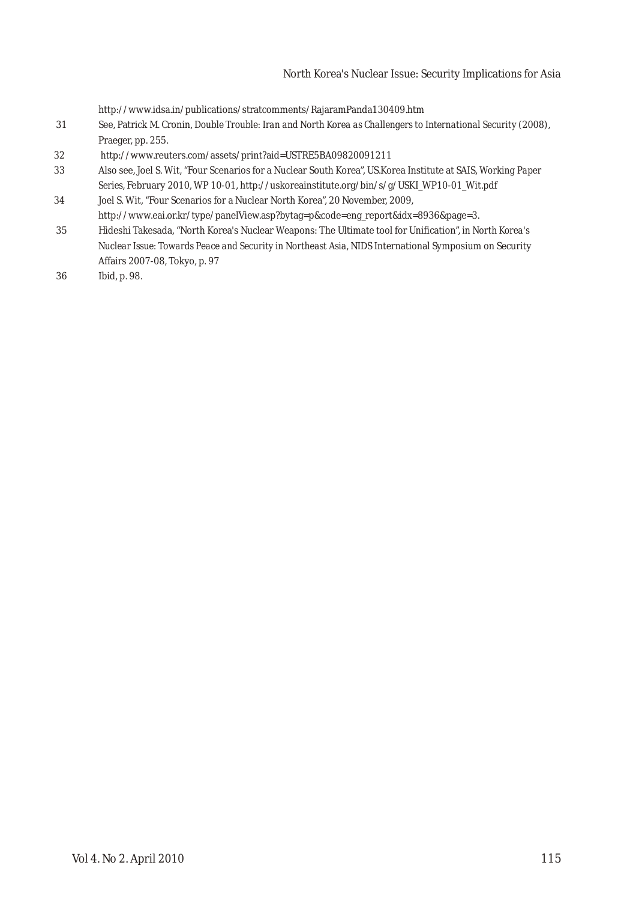http://www.idsa.in/publications/stratcomments/RajaramPanda130409.htm

31 See, Patrick M. Cronin, *Double Trouble: Iran and North Korea as Challengers to International Security* (2008), Praeger, pp. 255.

32 http://www.reuters.com/assets/print?aid=USTRE5BA09820091211

33 Also see, Joel S. Wit, "Four Scenarios for a Nuclear South Korea", US.Korea Institute at SAIS, *Working Paper Series*, February 2010, WP 10-01, http://uskoreainstitute.org/bin/s/g/USKI_WP10-01_Wit.pdf

34 Joel S. Wit, "Four Scenarios for a Nuclear North Korea", 20 November, 2009, http://www.eai.or.kr/type/panelView.asp?bytag=p&code=eng_report&idx=8936&page=3.

35 Hideshi Takesada, "North Korea's Nuclear Weapons: The Ultimate tool for Unification", in *North Korea's Nuclear Issue: Towards Peace and Security in Northeast Asia*, NIDS International Symposium on Security Affairs 2007-08, Tokyo, p. 97

36 Ibid, p. 98.